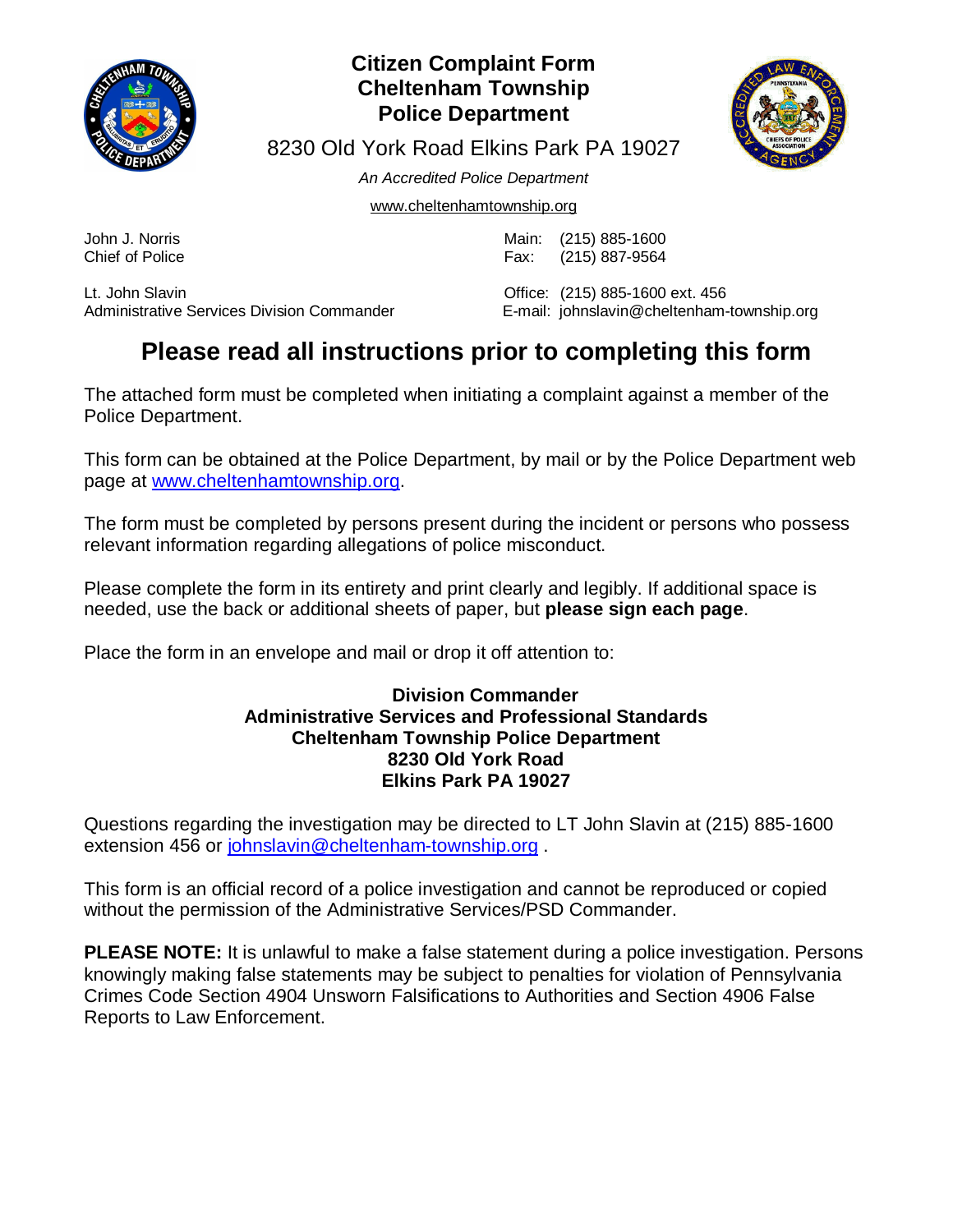# Citizen Complaint Form
# Cheltenham Township
# Police Department

8230 Old York Road Elkins Park PA 19027

*An Accredited Police Department*

www.cheltenhamtownship.org

John J. Norris
Chief of Police

Main: (215) 885-1600
Fax: (215) 887-9564

Lt. John Slavin
Administrative Services Division Commander

Office: (215) 885-1600 ext. 456
E-mail: johnslavin@cheltenham-township.org

## Please read all instructions prior to completing this form

The attached form must be completed when initiating a complaint against a member of the Police Department.

This form can be obtained at the Police Department, by mail or by the Police Department web page at www.cheltenhamtownship.org.

The form must be completed by persons present during the incident or persons who possess relevant information regarding allegations of police misconduct.

Please complete the form in its entirety and print clearly and legibly. If additional space is needed, use the back or additional sheets of paper, but **please sign each page**.

Place the form in an envelope and mail or drop it off attention to:

**Division Commander**
**Administrative Services and Professional Standards**
**Cheltenham Township Police Department**
**8230 Old York Road**
**Elkins Park PA 19027**

Questions regarding the investigation may be directed to LT John Slavin at (215) 885-1600 extension 456 or johnslavin@cheltenham-township.org .

This form is an official record of a police investigation and cannot be reproduced or copied without the permission of the Administrative Services/PSD Commander.

**PLEASE NOTE:** It is unlawful to make a false statement during a police investigation. Persons knowingly making false statements may be subject to penalties for violation of Pennsylvania Crimes Code Section 4904 Unsworn Falsifications to Authorities and Section 4906 False Reports to Law Enforcement.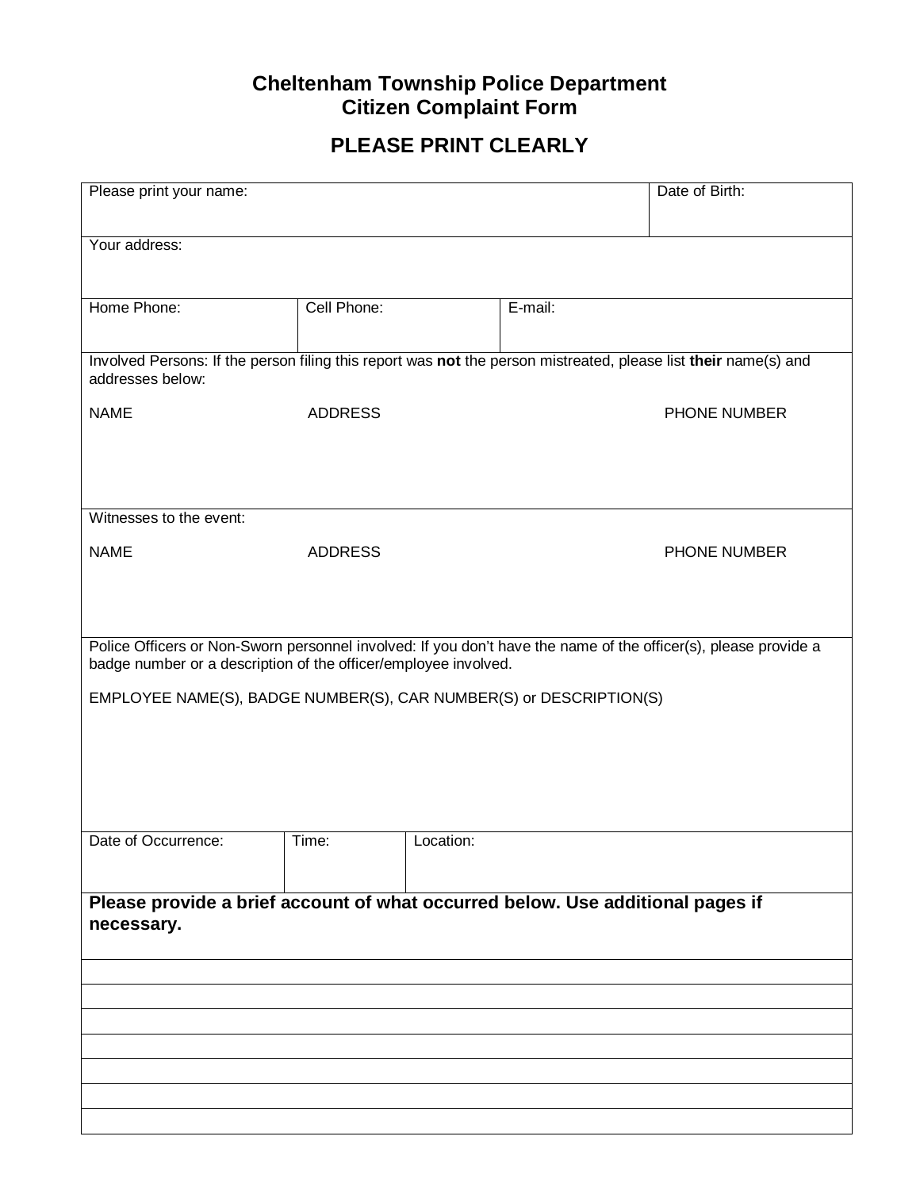# Cheltenham Township Police Department
# Citizen Complaint Form

## PLEASE PRINT CLEARLY

| Please print your name: | | | Date of Birth: |
|---|---|---|---|
| Your address: | | | |
| Home Phone: | Cell Phone: | E-mail: | |

Involved Persons: If the person filing this report was **not** the person mistreated, please list **their** name(s) and addresses below:

| NAME | ADDRESS | PHONE NUMBER |
|---|---|---|
| | | |

Witnesses to the event:

| NAME | ADDRESS | PHONE NUMBER |
|---|---|---|
| | | |

Police Officers or Non-Sworn personnel involved: If you don't have the name of the officer(s), please provide a badge number or a description of the officer/employee involved.

EMPLOYEE NAME(S), BADGE NUMBER(S), CAR NUMBER(S) or DESCRIPTION(S)

| Date of Occurrence: | Time: | Location: |
|---|---|---|
| | | |

**Please provide a brief account of what occurred below. Use additional pages if necessary.**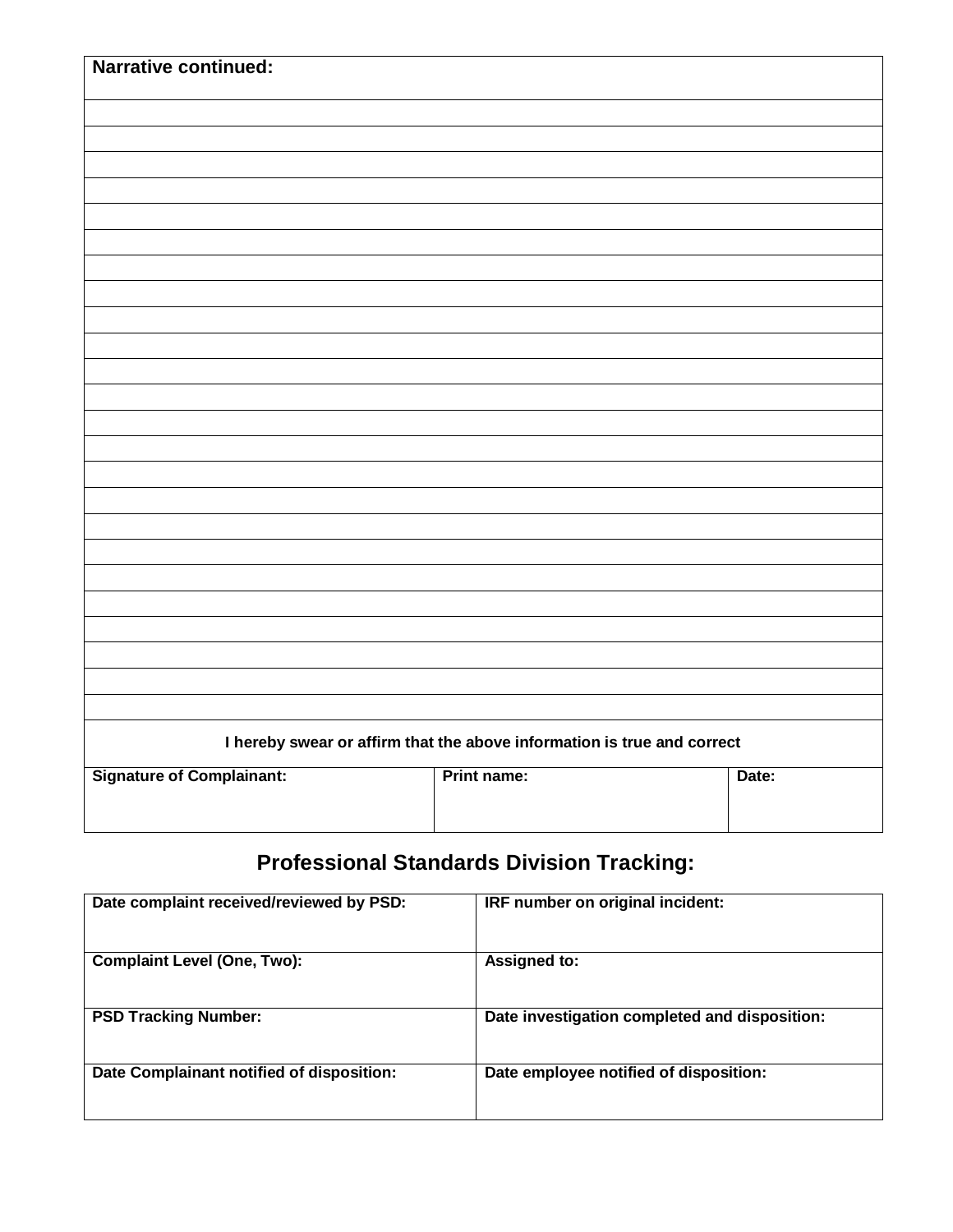**Narrative continued:**

&nbsp;

**I hereby swear or affirm that the above information is true and correct**

| Signature of Complainant: | Print name: | Date: |
| --- | --- | --- |
| | | |

## Professional Standards Division Tracking:

| | |
| --- | --- |
| **Date complaint received/reviewed by PSD:** | **IRF number on original incident:** |
| **Complaint Level (One, Two):** | **Assigned to:** |
| **PSD Tracking Number:** | **Date investigation completed and disposition:** |
| **Date Complainant notified of disposition:** | **Date employee notified of disposition:** |